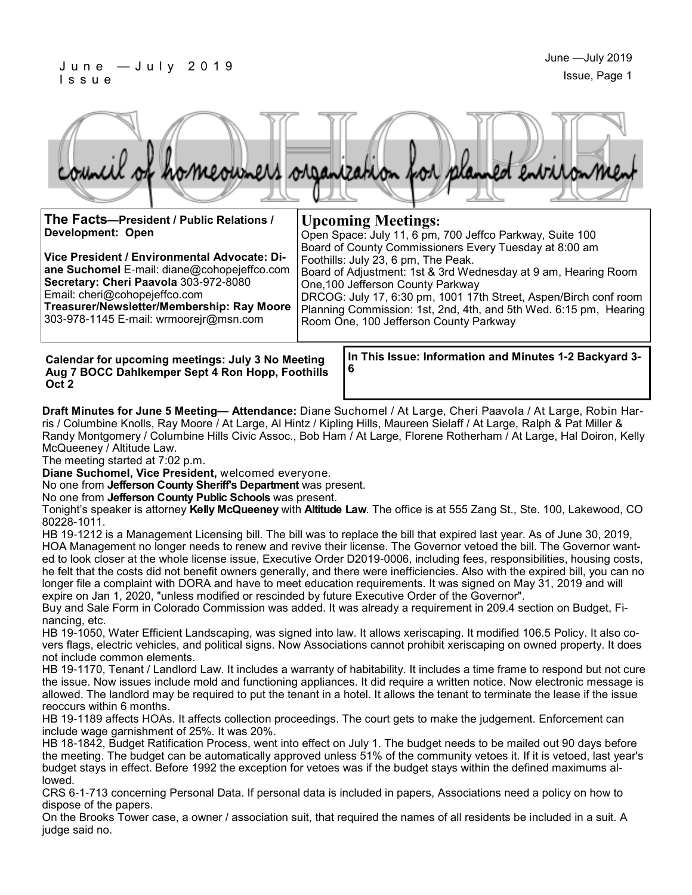# COHOPE

council of homeowners organization for planned environment

June — July 2019 Issue

**The Facts—President / Public Relations / Development: Open**

**Vice President / Environmental Advocate: Diane Suchomel** E-mail: diane@cohopejeffco.com
**Secretary: Cheri Paavola** 303-972-8080
Email: cheri@cohopejeffco.com
**Treasurer/Newsletter/Membership: Ray Moore** 303-978-1145 E-mail: wrmoorejr@msn.com

## Upcoming Meetings:

Open Space: July 11, 6 pm, 700 Jeffco Parkway, Suite 100
Board of County Commissioners Every Tuesday at 8:00 am
Foothills: July 23, 6 pm, The Peak.
Board of Adjustment: 1st & 3rd Wednesday at 9 am, Hearing Room One,100 Jefferson County Parkway
DRCOG: July 17, 6:30 pm, 1001 17th Street, Aspen/Birch conf room
Planning Commission: 1st, 2nd, 4th, and 5th Wed. 6:15 pm, Hearing Room One, 100 Jefferson County Parkway

**Calendar for upcoming meetings: July 3 No Meeting Aug 7 BOCC Dahlkemper Sept 4 Ron Hopp, Foothills Oct 2**

**In This Issue: Information and Minutes 1-2 Backyard 3-6**

**Draft Minutes for June 5 Meeting— Attendance:** Diane Suchomel / At Large, Cheri Paavola / At Large, Robin Harris / Columbine Knolls, Ray Moore / At Large, Al Hintz / Kipling Hills, Maureen Sielaff / At Large, Ralph & Pat Miller & Randy Montgomery / Columbine Hills Civic Assoc., Bob Ham / At Large, Florene Rotherham / At Large, Hal Doiron, Kelly McQueeney / Altitude Law.

The meeting started at 7:02 p.m.

**Diane Suchomel, Vice President,** welcomed everyone.

No one from **Jefferson County Sheriff's Department** was present.

No one from **Jefferson County Public Schools** was present.

Tonight's speaker is attorney **Kelly McQueeney** with **Altitude Law**. The office is at 555 Zang St., Ste. 100, Lakewood, CO 80228-1011.

HB 19-1212 is a Management Licensing bill. The bill was to replace the bill that expired last year. As of June 30, 2019, HOA Management no longer needs to renew and revive their license. The Governor vetoed the bill. The Governor wanted to look closer at the whole license issue, Executive Order D2019-0006, including fees, responsibilities, housing costs, he felt that the costs did not benefit owners generally, and there were inefficiencies. Also with the expired bill, you can no longer file a complaint with DORA and have to meet education requirements. It was signed on May 31, 2019 and will expire on Jan 1, 2020, "unless modified or rescinded by future Executive Order of the Governor".

Buy and Sale Form in Colorado Commission was added. It was already a requirement in 209.4 section on Budget, Financing, etc.

HB 19-1050, Water Efficient Landscaping, was signed into law. It allows xeriscaping. It modified 106.5 Policy. It also covers flags, electric vehicles, and political signs. Now Associations cannot prohibit xeriscaping on owned property. It does not include common elements.

HB 19-1170, Tenant / Landlord Law. It includes a warranty of habitability. It includes a time frame to respond but not cure the issue. Now issues include mold and functioning appliances. It did require a written notice. Now electronic message is allowed. The landlord may be required to put the tenant in a hotel. It allows the tenant to terminate the lease if the issue reoccurs within 6 months.

HB 19-1189 affects HOAs. It affects collection proceedings. The court gets to make the judgement. Enforcement can include wage garnishment of 25%. It was 20%.

HB 18-1842, Budget Ratification Process, went into effect on July 1. The budget needs to be mailed out 90 days before the meeting. The budget can be automatically approved unless 51% of the community vetoes it. If it is vetoed, last year's budget stays in effect. Before 1992 the exception for vetoes was if the budget stays within the defined maximums allowed.

CRS 6-1-713 concerning Personal Data. If personal data is included in papers, Associations need a policy on how to dispose of the papers.

On the Brooks Tower case, a owner / association suit, that required the names of all residents be included in a suit. A judge said no.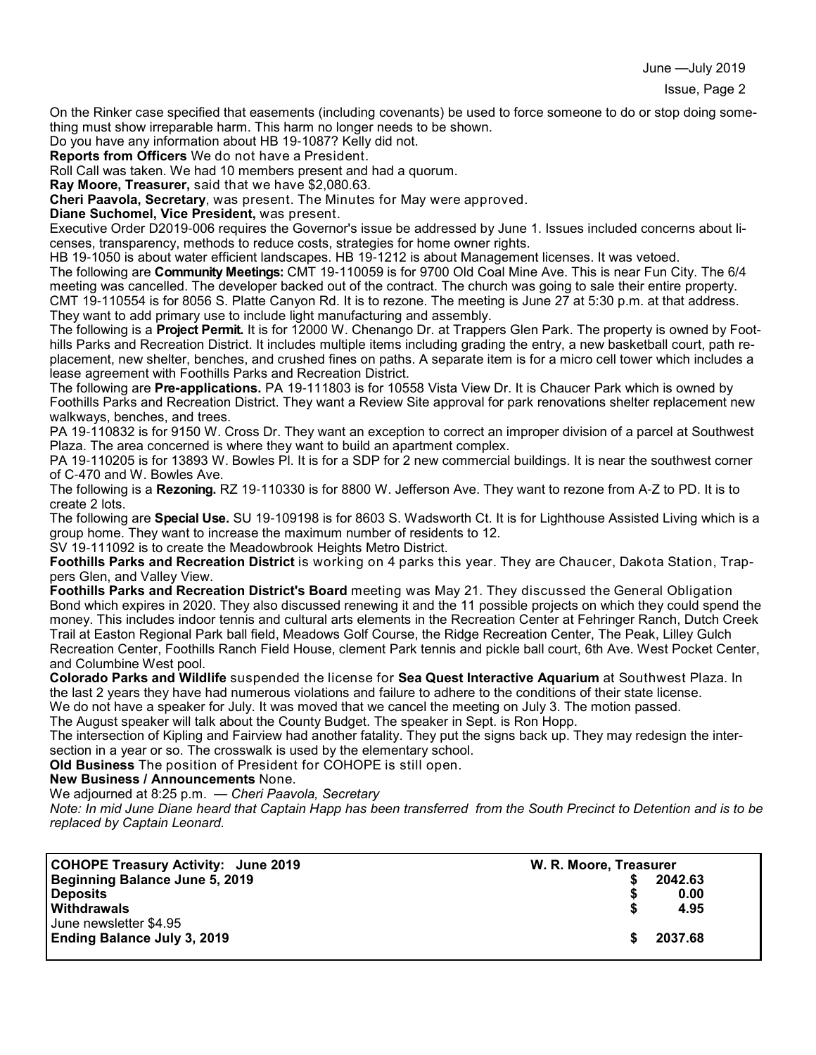On the Rinker case specified that easements (including covenants) be used to force someone to do or stop doing something must show irreparable harm. This harm no longer needs to be shown.

Do you have any information about HB 19-1087? Kelly did not.

**Reports from Officers** We do not have a President.

Roll Call was taken. We had 10 members present and had a quorum.

**Ray Moore, Treasurer,** said that we have $2,080.63.

**Cheri Paavola, Secretary**, was present. The Minutes for May were approved.

**Diane Suchomel, Vice President,** was present.

Executive Order D2019-006 requires the Governor's issue be addressed by June 1. Issues included concerns about licenses, transparency, methods to reduce costs, strategies for home owner rights.

HB 19-1050 is about water efficient landscapes. HB 19-1212 is about Management licenses. It was vetoed.

The following are **Community Meetings:** CMT 19-110059 is for 9700 Old Coal Mine Ave. This is near Fun City. The 6/4 meeting was cancelled. The developer backed out of the contract. The church was going to sale their entire property. CMT 19-110554 is for 8056 S. Platte Canyon Rd. It is to rezone. The meeting is June 27 at 5:30 p.m. at that address. They want to add primary use to include light manufacturing and assembly.

The following is a **Project Permit.** It is for 12000 W. Chenango Dr. at Trappers Glen Park. The property is owned by Foothills Parks and Recreation District. It includes multiple items including grading the entry, a new basketball court, path replacement, new shelter, benches, and crushed fines on paths. A separate item is for a micro cell tower which includes a lease agreement with Foothills Parks and Recreation District.

The following are **Pre-applications.** PA 19-111803 is for 10558 Vista View Dr. It is Chaucer Park which is owned by Foothills Parks and Recreation District. They want a Review Site approval for park renovations shelter replacement new walkways, benches, and trees.

PA 19-110832 is for 9150 W. Cross Dr. They want an exception to correct an improper division of a parcel at Southwest Plaza. The area concerned is where they want to build an apartment complex.

PA 19-110205 is for 13893 W. Bowles Pl. It is for a SDP for 2 new commercial buildings. It is near the southwest corner of C-470 and W. Bowles Ave.

The following is a **Rezoning.** RZ 19-110330 is for 8800 W. Jefferson Ave. They want to rezone from A-Z to PD. It is to create 2 lots.

The following are **Special Use.** SU 19-109198 is for 8603 S. Wadsworth Ct. It is for Lighthouse Assisted Living which is a group home. They want to increase the maximum number of residents to 12.

SV 19-111092 is to create the Meadowbrook Heights Metro District.

**Foothills Parks and Recreation District** is working on 4 parks this year. They are Chaucer, Dakota Station, Trappers Glen, and Valley View.

**Foothills Parks and Recreation District's Board** meeting was May 21. They discussed the General Obligation Bond which expires in 2020. They also discussed renewing it and the 11 possible projects on which they could spend the money. This includes indoor tennis and cultural arts elements in the Recreation Center at Fehringer Ranch, Dutch Creek Trail at Easton Regional Park ball field, Meadows Golf Course, the Ridge Recreation Center, The Peak, Lilley Gulch Recreation Center, Foothills Ranch Field House, clement Park tennis and pickle ball court, 6th Ave. West Pocket Center, and Columbine West pool.

**Colorado Parks and Wildlife** suspended the license for **Sea Quest Interactive Aquarium** at Southwest Plaza. In the last 2 years they have had numerous violations and failure to adhere to the conditions of their state license.

We do not have a speaker for July. It was moved that we cancel the meeting on July 3. The motion passed.

The August speaker will talk about the County Budget. The speaker in Sept. is Ron Hopp.

The intersection of Kipling and Fairview had another fatality. They put the signs back up. They may redesign the intersection in a year or so. The crosswalk is used by the elementary school.

**Old Business** The position of President for COHOPE is still open.

**New Business / Announcements** None.

We adjourned at 8:25 p.m. — *Cheri Paavola, Secretary*

*Note: In mid June Diane heard that Captain Happ has been transferred from the South Precinct to Detention and is to be replaced by Captain Leonard.*

| **COHOPE Treasury Activity: June 2019** | **W. R. Moore, Treasurer** |
|---|---|
| **Beginning Balance June 5, 2019** | **$ 2042.63** |
| **Deposits** | **$ 0.00** |
| **Withdrawals** | **$ 4.95** |
| June newsletter $4.95 | |
| **Ending Balance July 3, 2019** | **$ 2037.68** |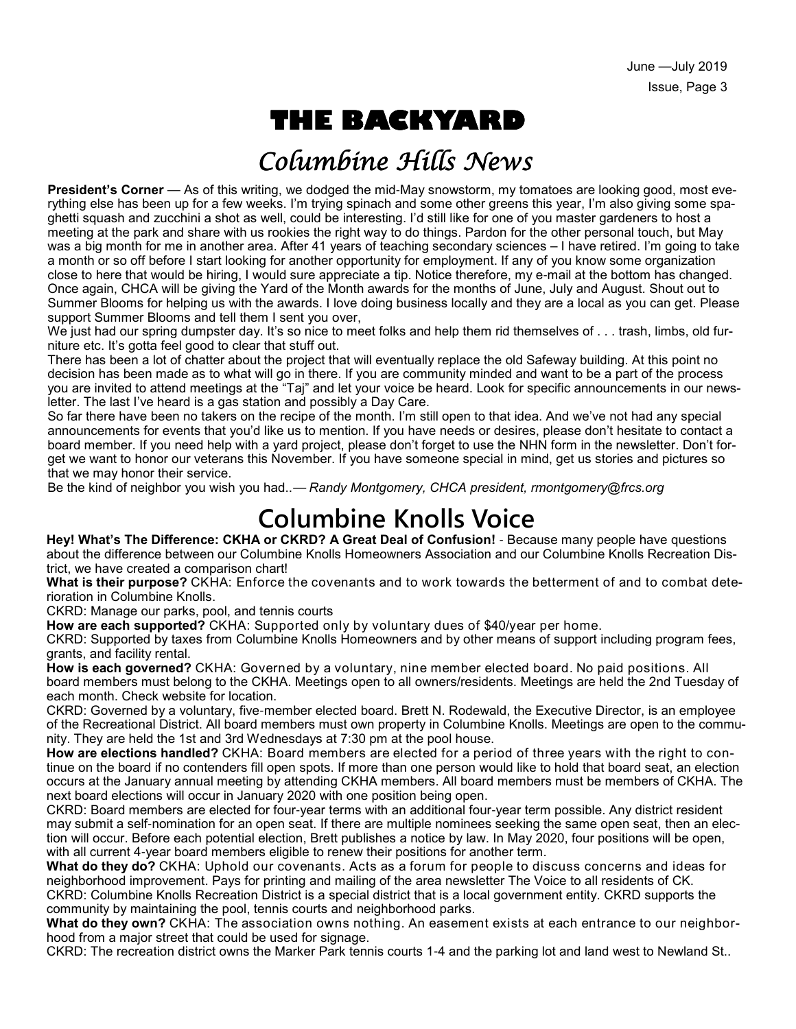# THE BACKYARD

## Columbine Hills News

**President's Corner** — As of this writing, we dodged the mid-May snowstorm, my tomatoes are looking good, most everything else has been up for a few weeks. I'm trying spinach and some other greens this year, I'm also giving some spaghetti squash and zucchini a shot as well, could be interesting. I'd still like for one of you master gardeners to host a meeting at the park and share with us rookies the right way to do things. Pardon for the other personal touch, but May was a big month for me in another area. After 41 years of teaching secondary sciences – I have retired. I'm going to take a month or so off before I start looking for another opportunity for employment. If any of you know some organization close to here that would be hiring, I would sure appreciate a tip. Notice therefore, my e-mail at the bottom has changed. Once again, CHCA will be giving the Yard of the Month awards for the months of June, July and August. Shout out to Summer Blooms for helping us with the awards. I love doing business locally and they are a local as you can get. Please support Summer Blooms and tell them I sent you over,

We just had our spring dumpster day. It's so nice to meet folks and help them rid themselves of . . . trash, limbs, old furniture etc. It's gotta feel good to clear that stuff out.

There has been a lot of chatter about the project that will eventually replace the old Safeway building. At this point no decision has been made as to what will go in there. If you are community minded and want to be a part of the process you are invited to attend meetings at the "Taj" and let your voice be heard. Look for specific announcements in our newsletter. The last I've heard is a gas station and possibly a Day Care.

So far there have been no takers on the recipe of the month. I'm still open to that idea. And we've not had any special announcements for events that you'd like us to mention. If you have needs or desires, please don't hesitate to contact a board member. If you need help with a yard project, please don't forget to use the NHN form in the newsletter. Don't forget we want to honor our veterans this November. If you have someone special in mind, get us stories and pictures so that we may honor their service.

Be the kind of neighbor you wish you had..— *Randy Montgomery, CHCA president, rmontgomery@frcs.org*

## Columbine Knolls Voice

**Hey! What's The Difference: CKHA or CKRD? A Great Deal of Confusion!** - Because many people have questions about the difference between our Columbine Knolls Homeowners Association and our Columbine Knolls Recreation District, we have created a comparison chart!

**What is their purpose?** CKHA: Enforce the covenants and to work towards the betterment of and to combat deterioration in Columbine Knolls.

CKRD: Manage our parks, pool, and tennis courts

**How are each supported?** CKHA: Supported only by voluntary dues of $40/year per home.

CKRD: Supported by taxes from Columbine Knolls Homeowners and by other means of support including program fees, grants, and facility rental.

**How is each governed?** CKHA: Governed by a voluntary, nine member elected board. No paid positions. All board members must belong to the CKHA. Meetings open to all owners/residents. Meetings are held the 2nd Tuesday of each month. Check website for location.

CKRD: Governed by a voluntary, five-member elected board. Brett N. Rodewald, the Executive Director, is an employee of the Recreational District. All board members must own property in Columbine Knolls. Meetings are open to the community. They are held the 1st and 3rd Wednesdays at 7:30 pm at the pool house.

**How are elections handled?** CKHA: Board members are elected for a period of three years with the right to continue on the board if no contenders fill open spots. If more than one person would like to hold that board seat, an election occurs at the January annual meeting by attending CKHA members. All board members must be members of CKHA. The next board elections will occur in January 2020 with one position being open.

CKRD: Board members are elected for four-year terms with an additional four-year term possible. Any district resident may submit a self-nomination for an open seat. If there are multiple nominees seeking the same open seat, then an election will occur. Before each potential election, Brett publishes a notice by law. In May 2020, four positions will be open, with all current 4-year board members eligible to renew their positions for another term.

**What do they do?** CKHA: Uphold our covenants. Acts as a forum for people to discuss concerns and ideas for neighborhood improvement. Pays for printing and mailing of the area newsletter The Voice to all residents of CK.

CKRD: Columbine Knolls Recreation District is a special district that is a local government entity. CKRD supports the community by maintaining the pool, tennis courts and neighborhood parks.

**What do they own?** CKHA: The association owns nothing. An easement exists at each entrance to our neighborhood from a major street that could be used for signage.

CKRD: The recreation district owns the Marker Park tennis courts 1-4 and the parking lot and land west to Newland St..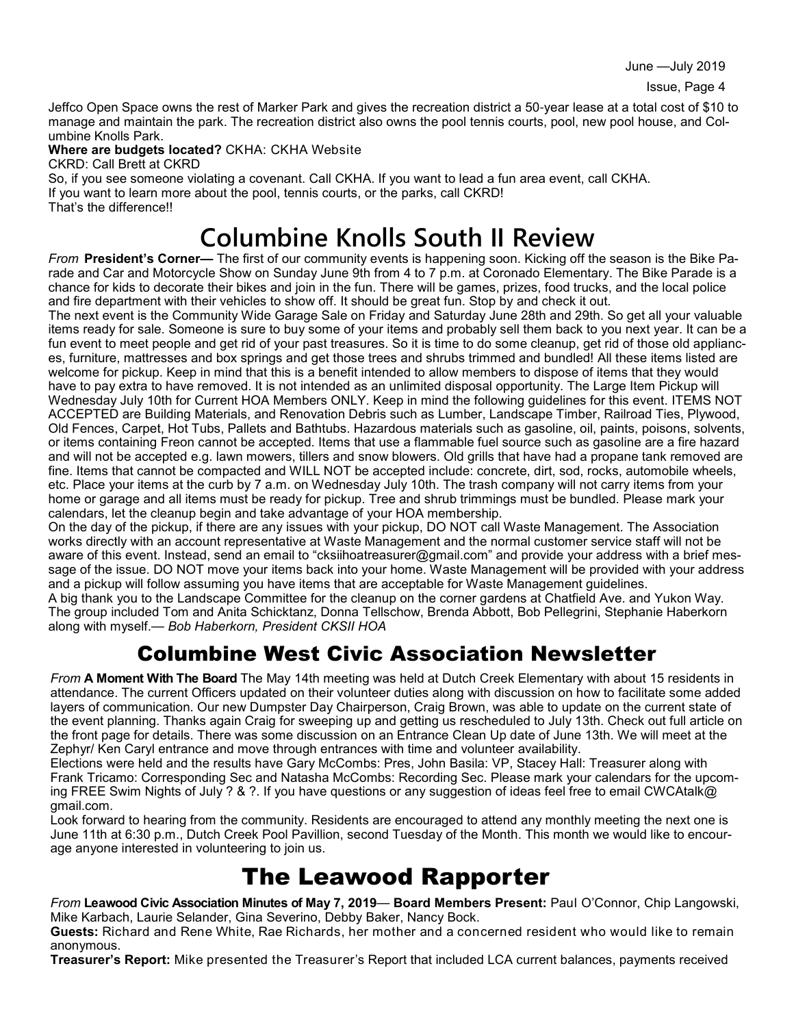Jeffco Open Space owns the rest of Marker Park and gives the recreation district a 50-year lease at a total cost of $10 to manage and maintain the park. The recreation district also owns the pool tennis courts, pool, new pool house, and Columbine Knolls Park.

**Where are budgets located?** CKHA: CKHA Website

CKRD: Call Brett at CKRD

So, if you see someone violating a covenant. Call CKHA. If you want to lead a fun area event, call CKHA.

If you want to learn more about the pool, tennis courts, or the parks, call CKRD!

That's the difference!!

# Columbine Knolls South II Review

*From* **President's Corner—** The first of our community events is happening soon. Kicking off the season is the Bike Parade and Car and Motorcycle Show on Sunday June 9th from 4 to 7 p.m. at Coronado Elementary. The Bike Parade is a chance for kids to decorate their bikes and join in the fun. There will be games, prizes, food trucks, and the local police and fire department with their vehicles to show off. It should be great fun. Stop by and check it out.

The next event is the Community Wide Garage Sale on Friday and Saturday June 28th and 29th. So get all your valuable items ready for sale. Someone is sure to buy some of your items and probably sell them back to you next year. It can be a fun event to meet people and get rid of your past treasures. So it is time to do some cleanup, get rid of those old appliances, furniture, mattresses and box springs and get those trees and shrubs trimmed and bundled! All these items listed are welcome for pickup. Keep in mind that this is a benefit intended to allow members to dispose of items that they would have to pay extra to have removed. It is not intended as an unlimited disposal opportunity. The Large Item Pickup will Wednesday July 10th for Current HOA Members ONLY. Keep in mind the following guidelines for this event. ITEMS NOT ACCEPTED are Building Materials, and Renovation Debris such as Lumber, Landscape Timber, Railroad Ties, Plywood, Old Fences, Carpet, Hot Tubs, Pallets and Bathtubs. Hazardous materials such as gasoline, oil, paints, poisons, solvents, or items containing Freon cannot be accepted. Items that use a flammable fuel source such as gasoline are a fire hazard and will not be accepted e.g. lawn mowers, tillers and snow blowers. Old grills that have had a propane tank removed are fine. Items that cannot be compacted and WILL NOT be accepted include: concrete, dirt, sod, rocks, automobile wheels, etc. Place your items at the curb by 7 a.m. on Wednesday July 10th. The trash company will not carry items from your home or garage and all items must be ready for pickup. Tree and shrub trimmings must be bundled. Please mark your calendars, let the cleanup begin and take advantage of your HOA membership.

On the day of the pickup, if there are any issues with your pickup, DO NOT call Waste Management. The Association works directly with an account representative at Waste Management and the normal customer service staff will not be aware of this event. Instead, send an email to "cksiihoatreasurer@gmail.com" and provide your address with a brief message of the issue. DO NOT move your items back into your home. Waste Management will be provided with your address and a pickup will follow assuming you have items that are acceptable for Waste Management guidelines.

A big thank you to the Landscape Committee for the cleanup on the corner gardens at Chatfield Ave. and Yukon Way. The group included Tom and Anita Schicktanz, Donna Tellschow, Brenda Abbott, Bob Pellegrini, Stephanie Haberkorn along with myself.— *Bob Haberkorn, President CKSII HOA*

## Columbine West Civic Association Newsletter

*From* **A Moment With The Board** The May 14th meeting was held at Dutch Creek Elementary with about 15 residents in attendance. The current Officers updated on their volunteer duties along with discussion on how to facilitate some added layers of communication. Our new Dumpster Day Chairperson, Craig Brown, was able to update on the current state of the event planning. Thanks again Craig for sweeping up and getting us rescheduled to July 13th. Check out full article on the front page for details. There was some discussion on an Entrance Clean Up date of June 13th. We will meet at the Zephyr/ Ken Caryl entrance and move through entrances with time and volunteer availability.

Elections were held and the results have Gary McCombs: Pres, John Basila: VP, Stacey Hall: Treasurer along with Frank Tricamo: Corresponding Sec and Natasha McCombs: Recording Sec. Please mark your calendars for the upcoming FREE Swim Nights of July ? & ?. If you have questions or any suggestion of ideas feel free to email CWCAtalk@gmail.com.

Look forward to hearing from the community. Residents are encouraged to attend any monthly meeting the next one is June 11th at 6:30 p.m., Dutch Creek Pool Pavillion, second Tuesday of the Month. This month we would like to encourage anyone interested in volunteering to join us.

# The Leawood Rapporter

*From* **Leawood Civic Association Minutes of May 7, 2019— Board Members Present:** Paul O'Connor, Chip Langowski, Mike Karbach, Laurie Selander, Gina Severino, Debby Baker, Nancy Bock.

**Guests:** Richard and Rene White, Rae Richards, her mother and a concerned resident who would like to remain anonymous.

**Treasurer's Report:** Mike presented the Treasurer's Report that included LCA current balances, payments received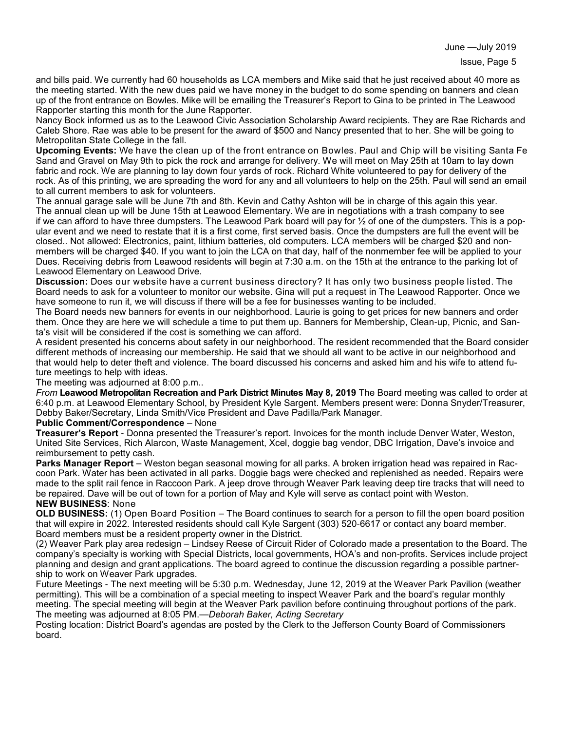and bills paid. We currently had 60 households as LCA members and Mike said that he just received about 40 more as the meeting started. With the new dues paid we have money in the budget to do some spending on banners and clean up of the front entrance on Bowles. Mike will be emailing the Treasurer's Report to Gina to be printed in The Leawood Rapporter starting this month for the June Rapporter.

Nancy Bock informed us as to the Leawood Civic Association Scholarship Award recipients. They are Rae Richards and Caleb Shore. Rae was able to be present for the award of $500 and Nancy presented that to her. She will be going to Metropolitan State College in the fall.

**Upcoming Events:** We have the clean up of the front entrance on Bowles. Paul and Chip will be visiting Santa Fe Sand and Gravel on May 9th to pick the rock and arrange for delivery. We will meet on May 25th at 10am to lay down fabric and rock. We are planning to lay down four yards of rock. Richard White volunteered to pay for delivery of the rock. As of this printing, we are spreading the word for any and all volunteers to help on the 25th. Paul will send an email to all current members to ask for volunteers.

The annual garage sale will be June 7th and 8th. Kevin and Cathy Ashton will be in charge of this again this year.

The annual clean up will be June 15th at Leawood Elementary. We are in negotiations with a trash company to see if we can afford to have three dumpsters. The Leawood Park board will pay for ½ of one of the dumpsters. This is a popular event and we need to restate that it is a first come, first served basis. Once the dumpsters are full the event will be closed.. Not allowed: Electronics, paint, lithium batteries, old computers. LCA members will be charged $20 and nonmembers will be charged $40. If you want to join the LCA on that day, half of the nonmember fee will be applied to your Dues. Receiving debris from Leawood residents will begin at 7:30 a.m. on the 15th at the entrance to the parking lot of Leawood Elementary on Leawood Drive.

**Discussion:** Does our website have a current business directory? It has only two business people listed. The Board needs to ask for a volunteer to monitor our website. Gina will put a request in The Leawood Rapporter. Once we have someone to run it, we will discuss if there will be a fee for businesses wanting to be included.

The Board needs new banners for events in our neighborhood. Laurie is going to get prices for new banners and order them. Once they are here we will schedule a time to put them up. Banners for Membership, Clean-up, Picnic, and Santa's visit will be considered if the cost is something we can afford.

A resident presented his concerns about safety in our neighborhood. The resident recommended that the Board consider different methods of increasing our membership. He said that we should all want to be active in our neighborhood and that would help to deter theft and violence. The board discussed his concerns and asked him and his wife to attend future meetings to help with ideas.

The meeting was adjourned at 8:00 p.m..

*From* **Leawood Metropolitan Recreation and Park District Minutes May 8, 2019** The Board meeting was called to order at 6:40 p.m. at Leawood Elementary School, by President Kyle Sargent. Members present were: Donna Snyder/Treasurer, Debby Baker/Secretary, Linda Smith/Vice President and Dave Padilla/Park Manager.

**Public Comment/Correspondence** – None

**Treasurer's Report** - Donna presented the Treasurer's report. Invoices for the month include Denver Water, Weston, United Site Services, Rich Alarcon, Waste Management, Xcel, doggie bag vendor, DBC Irrigation, Dave's invoice and reimbursement to petty cash.

**Parks Manager Report** – Weston began seasonal mowing for all parks. A broken irrigation head was repaired in Raccoon Park. Water has been activated in all parks. Doggie bags were checked and replenished as needed. Repairs were made to the split rail fence in Raccoon Park. A jeep drove through Weaver Park leaving deep tire tracks that will need to be repaired. Dave will be out of town for a portion of May and Kyle will serve as contact point with Weston.

**NEW BUSINESS**: None

**OLD BUSINESS:** (1) Open Board Position – The Board continues to search for a person to fill the open board position that will expire in 2022. Interested residents should call Kyle Sargent (303) 520-6617 or contact any board member. Board members must be a resident property owner in the District.

(2) Weaver Park play area redesign – Lindsey Reese of Circuit Rider of Colorado made a presentation to the Board. The company's specialty is working with Special Districts, local governments, HOA's and non-profits. Services include project planning and design and grant applications. The board agreed to continue the discussion regarding a possible partnership to work on Weaver Park upgrades.

Future Meetings - The next meeting will be 5:30 p.m. Wednesday, June 12, 2019 at the Weaver Park Pavilion (weather permitting). This will be a combination of a special meeting to inspect Weaver Park and the board's regular monthly meeting. The special meeting will begin at the Weaver Park pavilion before continuing throughout portions of the park. The meeting was adjourned at 8:05 PM.—*Deborah Baker, Acting Secretary*

Posting location: District Board's agendas are posted by the Clerk to the Jefferson County Board of Commissioners board.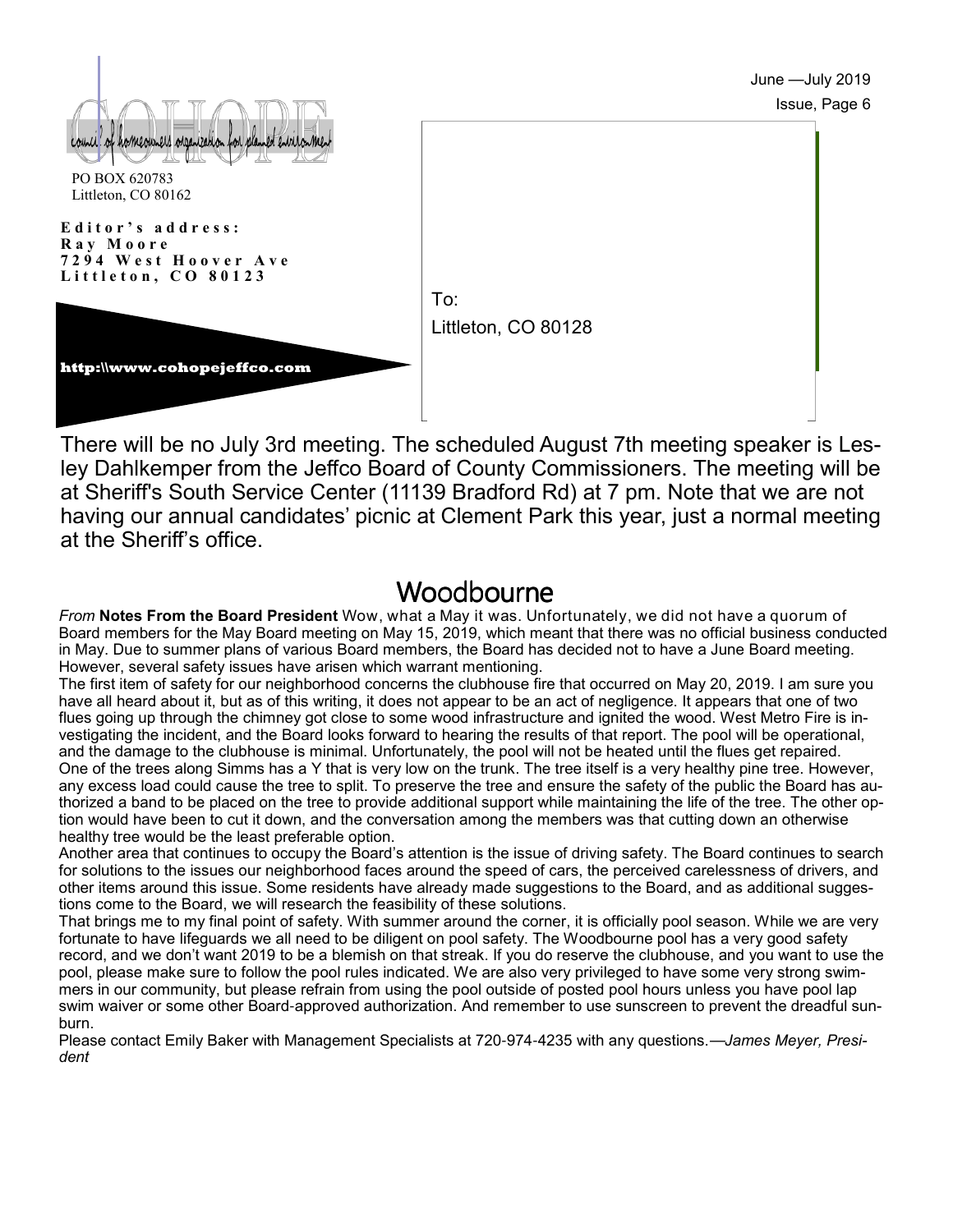COHOPE

council of homeowners organization for planned environment

PO BOX 620783
Littleton, CO 80162

**Editor's address:**
**Ray Moore**
**7294 West Hoover Ave**
**Littleton, CO 80123**

**http:\\www.cohopejeffco.com**

To:
Littleton, CO 80128

There will be no July 3rd meeting. The scheduled August 7th meeting speaker is Lesley Dahlkemper from the Jeffco Board of County Commissioners. The meeting will be at Sheriff's South Service Center (11139 Bradford Rd) at 7 pm. Note that we are not having our annual candidates' picnic at Clement Park this year, just a normal meeting at the Sheriff's office.

## Woodbourne

*From* **Notes From the Board President** Wow, what a May it was. Unfortunately, we did not have a quorum of Board members for the May Board meeting on May 15, 2019, which meant that there was no official business conducted in May. Due to summer plans of various Board members, the Board has decided not to have a June Board meeting. However, several safety issues have arisen which warrant mentioning.

The first item of safety for our neighborhood concerns the clubhouse fire that occurred on May 20, 2019. I am sure you have all heard about it, but as of this writing, it does not appear to be an act of negligence. It appears that one of two flues going up through the chimney got close to some wood infrastructure and ignited the wood. West Metro Fire is investigating the incident, and the Board looks forward to hearing the results of that report. The pool will be operational, and the damage to the clubhouse is minimal. Unfortunately, the pool will not be heated until the flues get repaired.

One of the trees along Simms has a Y that is very low on the trunk. The tree itself is a very healthy pine tree. However, any excess load could cause the tree to split. To preserve the tree and ensure the safety of the public the Board has authorized a band to be placed on the tree to provide additional support while maintaining the life of the tree. The other option would have been to cut it down, and the conversation among the members was that cutting down an otherwise healthy tree would be the least preferable option.

Another area that continues to occupy the Board's attention is the issue of driving safety. The Board continues to search for solutions to the issues our neighborhood faces around the speed of cars, the perceived carelessness of drivers, and other items around this issue. Some residents have already made suggestions to the Board, and as additional suggestions come to the Board, we will research the feasibility of these solutions.

That brings me to my final point of safety. With summer around the corner, it is officially pool season. While we are very fortunate to have lifeguards we all need to be diligent on pool safety. The Woodbourne pool has a very good safety record, and we don't want 2019 to be a blemish on that streak. If you do reserve the clubhouse, and you want to use the pool, please make sure to follow the pool rules indicated. We are also very privileged to have some very strong swimmers in our community, but please refrain from using the pool outside of posted pool hours unless you have pool lap swim waiver or some other Board-approved authorization. And remember to use sunscreen to prevent the dreadful sunburn.

Please contact Emily Baker with Management Specialists at 720-974-4235 with any questions.—*James Meyer, President*